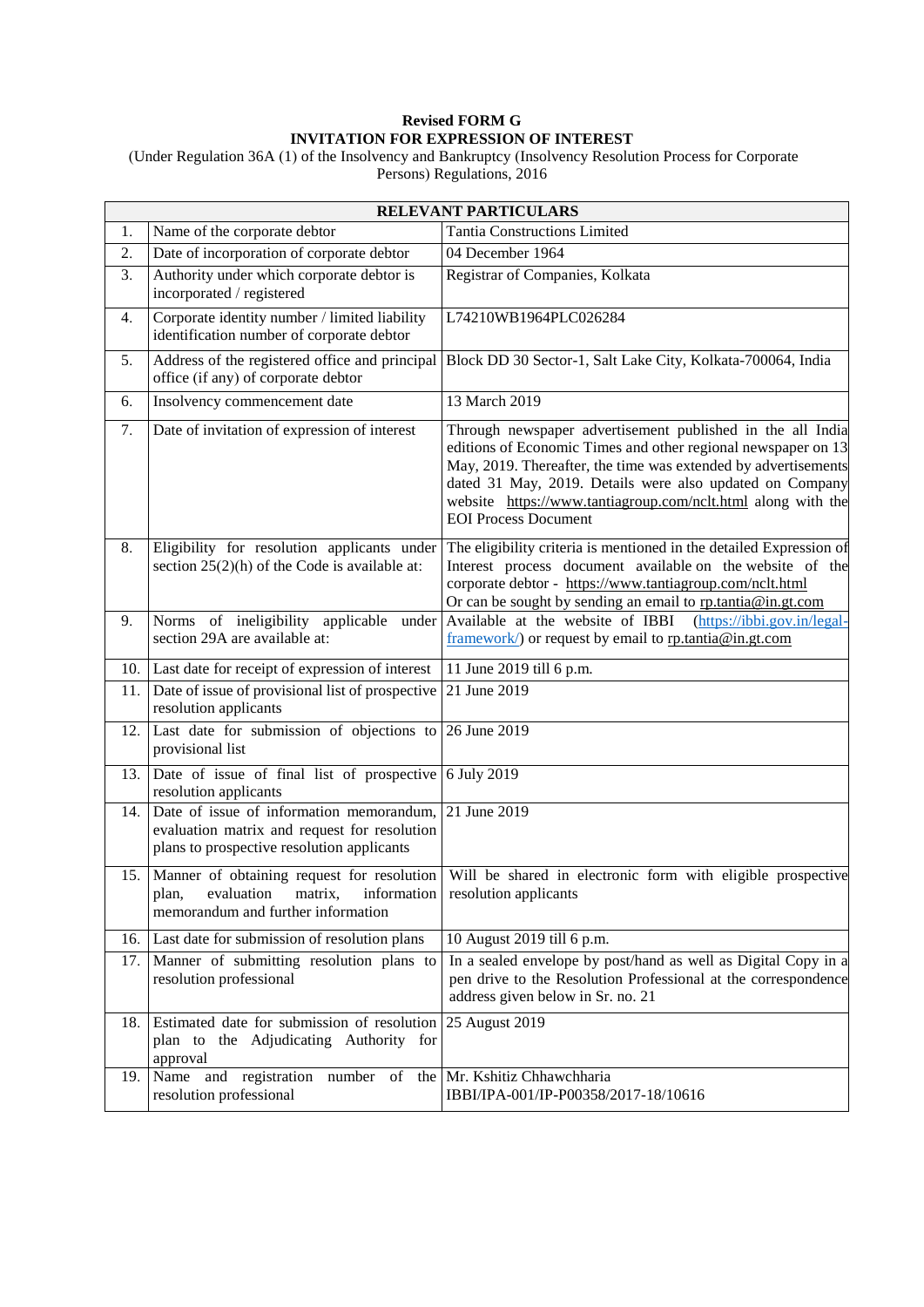**Revised FORM G**
**INVITATION FOR EXPRESSION OF INTEREST**

(Under Regulation 36A (1) of the Insolvency and Bankruptcy (Insolvency Resolution Process for Corporate Persons) Regulations, 2016

| RELEVANT PARTICULARS | | |
|---|---|---|
| 1. | Name of the corporate debtor | Tantia Constructions Limited |
| 2. | Date of incorporation of corporate debtor | 04 December 1964 |
| 3. | Authority under which corporate debtor is incorporated / registered | Registrar of Companies, Kolkata |
| 4. | Corporate identity number / limited liability identification number of corporate debtor | L74210WB1964PLC026284 |
| 5. | Address of the registered office and principal office (if any) of corporate debtor | Block DD 30 Sector-1, Salt Lake City, Kolkata-700064, India |
| 6. | Insolvency commencement date | 13 March 2019 |
| 7. | Date of invitation of expression of interest | Through newspaper advertisement published in the all India editions of Economic Times and other regional newspaper on 13 May, 2019. Thereafter, the time was extended by advertisements dated 31 May, 2019. Details were also updated on Company website https://www.tantiagroup.com/nclt.html along with the EOI Process Document |
| 8. | Eligibility for resolution applicants under section 25(2)(h) of the Code is available at: | The eligibility criteria is mentioned in the detailed Expression of Interest process document available on the website of the corporate debtor - https://www.tantiagroup.com/nclt.html Or can be sought by sending an email to rp.tantia@in.gt.com |
| 9. | Norms of ineligibility applicable under section 29A are available at: | Available at the website of IBBI (https://ibbi.gov.in/legal-framework/) or request by email to rp.tantia@in.gt.com |
| 10. | Last date for receipt of expression of interest | 11 June 2019 till 6 p.m. |
| 11. | Date of issue of provisional list of prospective resolution applicants | 21 June 2019 |
| 12. | Last date for submission of objections to provisional list | 26 June 2019 |
| 13. | Date of issue of final list of prospective resolution applicants | 6 July 2019 |
| 14. | Date of issue of information memorandum, evaluation matrix and request for resolution plans to prospective resolution applicants | 21 June 2019 |
| 15. | Manner of obtaining request for resolution plan, evaluation matrix, information memorandum and further information | Will be shared in electronic form with eligible prospective resolution applicants |
| 16. | Last date for submission of resolution plans | 10 August 2019 till 6 p.m. |
| 17. | Manner of submitting resolution plans to resolution professional | In a sealed envelope by post/hand as well as Digital Copy in a pen drive to the Resolution Professional at the correspondence address given below in Sr. no. 21 |
| 18. | Estimated date for submission of resolution plan to the Adjudicating Authority for approval | 25 August 2019 |
| 19. | Name and registration number of the resolution professional | Mr. Kshitiz Chhawchharia IBBI/IPA-001/IP-P00358/2017-18/10616 |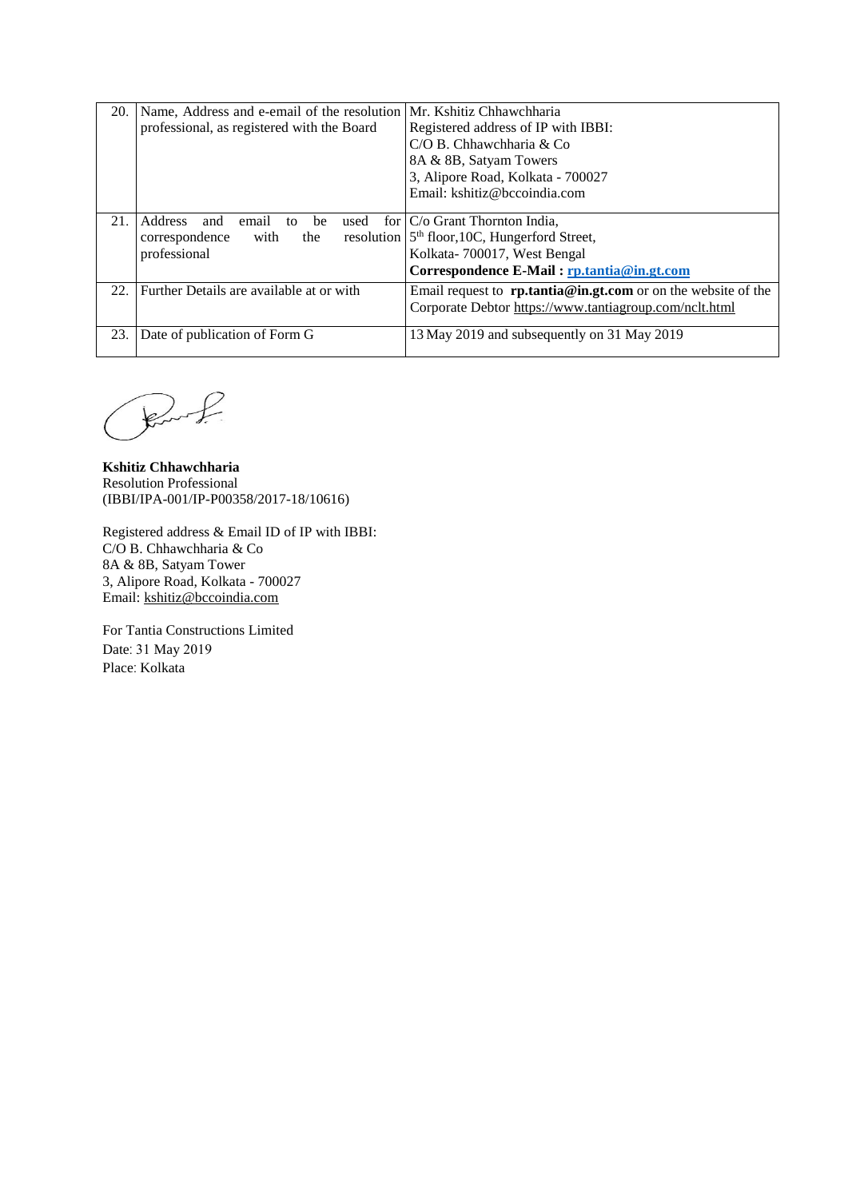| | | |
|---|---|---|
| 20. | Name, Address and e-email of the resolution professional, as registered with the Board | Mr. Kshitiz Chhawchharia<br>Registered address of IP with IBBI:<br>C/O B. Chhawchharia & Co<br>8A & 8B, Satyam Towers<br>3, Alipore Road, Kolkata - 700027<br>Email: kshitiz@bccoindia.com |
| 21. | Address and email to be used for correspondence with the resolution professional | C/o Grant Thornton India,<br>5th floor,10C, Hungerford Street,<br>Kolkata- 700017, West Bengal<br>**Correspondence E-Mail : rp.tantia@in.gt.com** |
| 22. | Further Details are available at or with | Email request to **rp.tantia@in.gt.com** or on the website of the Corporate Debtor https://www.tantiagroup.com/nclt.html |
| 23. | Date of publication of Form G | 13 May 2019 and subsequently on 31 May 2019 |

**Kshitiz Chhawchharia**
Resolution Professional
(IBBI/IPA-001/IP-P00358/2017-18/10616)

Registered address & Email ID of IP with IBBI:
C/O B. Chhawchharia & Co
8A & 8B, Satyam Tower
3, Alipore Road, Kolkata - 700027
Email: kshitiz@bccoindia.com

For Tantia Constructions Limited
Date: 31 May 2019
Place: Kolkata